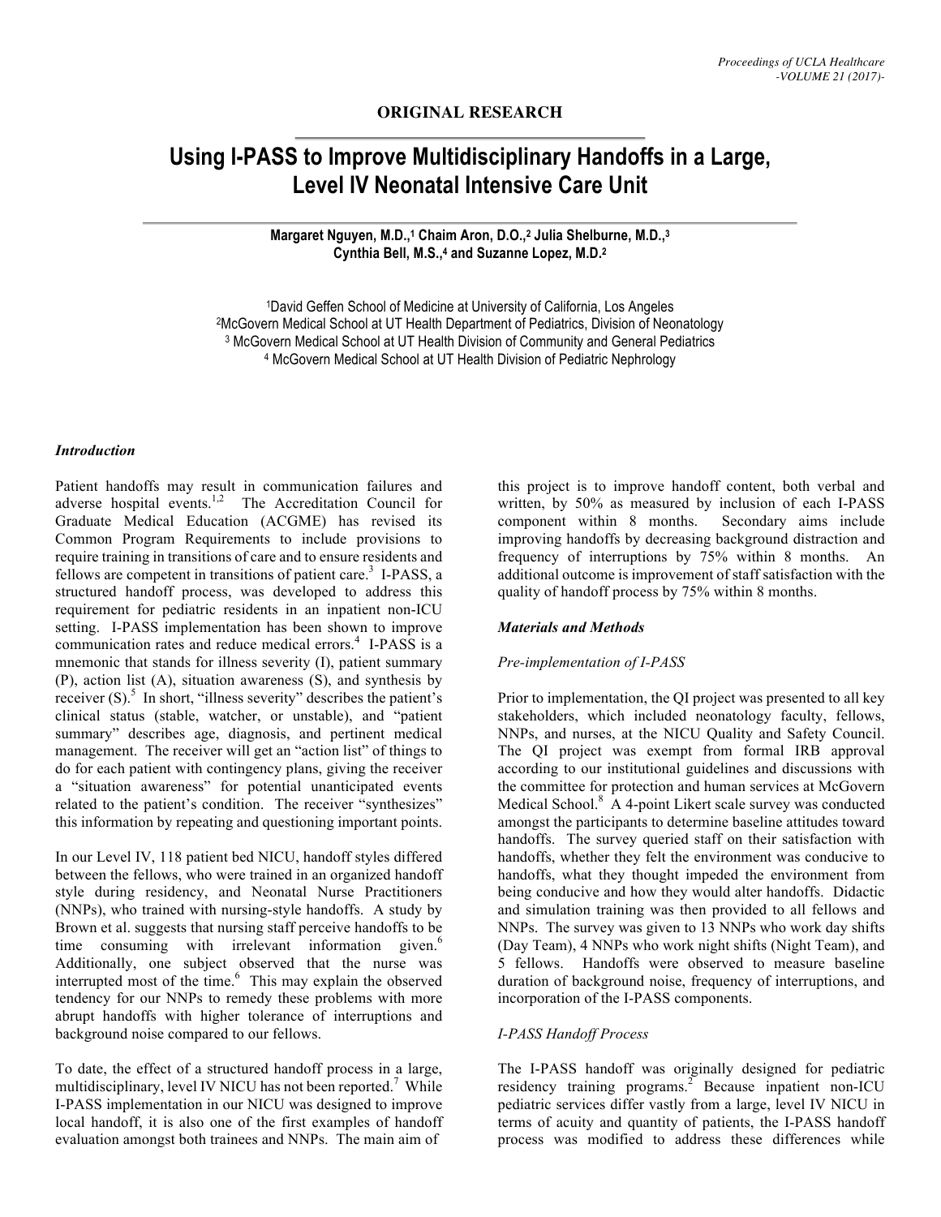**ORIGINAL RESEARCH**

# Using I-PASS to Improve Multidisciplinary Handoffs in a Large, Level IV Neonatal Intensive Care Unit

**Margaret Nguyen, M.D.,[1] Chaim Aron, D.O.,[2] Julia Shelburne, M.D.,[3] Cynthia Bell, M.S.,[4] and Suzanne Lopez, M.D.[2]**

[1]David Geffen School of Medicine at University of California, Los Angeles
[2]McGovern Medical School at UT Health Department of Pediatrics, Division of Neonatology
[3] McGovern Medical School at UT Health Division of Community and General Pediatrics
[4] McGovern Medical School at UT Health Division of Pediatric Nephrology

### *Introduction*

Patient handoffs may result in communication failures and adverse hospital events.[1,2] The Accreditation Council for Graduate Medical Education (ACGME) has revised its Common Program Requirements to include provisions to require training in transitions of care and to ensure residents and fellows are competent in transitions of patient care.[3] I-PASS, a structured handoff process, was developed to address this requirement for pediatric residents in an inpatient non-ICU setting. I-PASS implementation has been shown to improve communication rates and reduce medical errors.[4] I-PASS is a mnemonic that stands for illness severity (I), patient summary (P), action list (A), situation awareness (S), and synthesis by receiver (S).[5] In short, "illness severity" describes the patient's clinical status (stable, watcher, or unstable), and "patient summary" describes age, diagnosis, and pertinent medical management. The receiver will get an "action list" of things to do for each patient with contingency plans, giving the receiver a "situation awareness" for potential unanticipated events related to the patient's condition. The receiver "synthesizes" this information by repeating and questioning important points.

In our Level IV, 118 patient bed NICU, handoff styles differed between the fellows, who were trained in an organized handoff style during residency, and Neonatal Nurse Practitioners (NNPs), who trained with nursing-style handoffs. A study by Brown et al. suggests that nursing staff perceive handoffs to be time consuming with irrelevant information given.[6] Additionally, one subject observed that the nurse was interrupted most of the time.[6] This may explain the observed tendency for our NNPs to remedy these problems with more abrupt handoffs with higher tolerance of interruptions and background noise compared to our fellows.

To date, the effect of a structured handoff process in a large, multidisciplinary, level IV NICU has not been reported.[7] While I-PASS implementation in our NICU was designed to improve local handoff, it is also one of the first examples of handoff evaluation amongst both trainees and NNPs. The main aim of this project is to improve handoff content, both verbal and written, by 50% as measured by inclusion of each I-PASS component within 8 months. Secondary aims include improving handoffs by decreasing background distraction and frequency of interruptions by 75% within 8 months. An additional outcome is improvement of staff satisfaction with the quality of handoff process by 75% within 8 months.

### *Materials and Methods*

#### *Pre-implementation of I-PASS*

Prior to implementation, the QI project was presented to all key stakeholders, which included neonatology faculty, fellows, NNPs, and nurses, at the NICU Quality and Safety Council. The QI project was exempt from formal IRB approval according to our institutional guidelines and discussions with the committee for protection and human services at McGovern Medical School.[8] A 4-point Likert scale survey was conducted amongst the participants to determine baseline attitudes toward handoffs. The survey queried staff on their satisfaction with handoffs, whether they felt the environment was conducive to handoffs, what they thought impeded the environment from being conducive and how they would alter handoffs. Didactic and simulation training was then provided to all fellows and NNPs. The survey was given to 13 NNPs who work day shifts (Day Team), 4 NNPs who work night shifts (Night Team), and 5 fellows. Handoffs were observed to measure baseline duration of background noise, frequency of interruptions, and incorporation of the I-PASS components.

#### *I-PASS Handoff Process*

The I-PASS handoff was originally designed for pediatric residency training programs.[2] Because inpatient non-ICU pediatric services differ vastly from a large, level IV NICU in terms of acuity and quantity of patients, the I-PASS handoff process was modified to address these differences while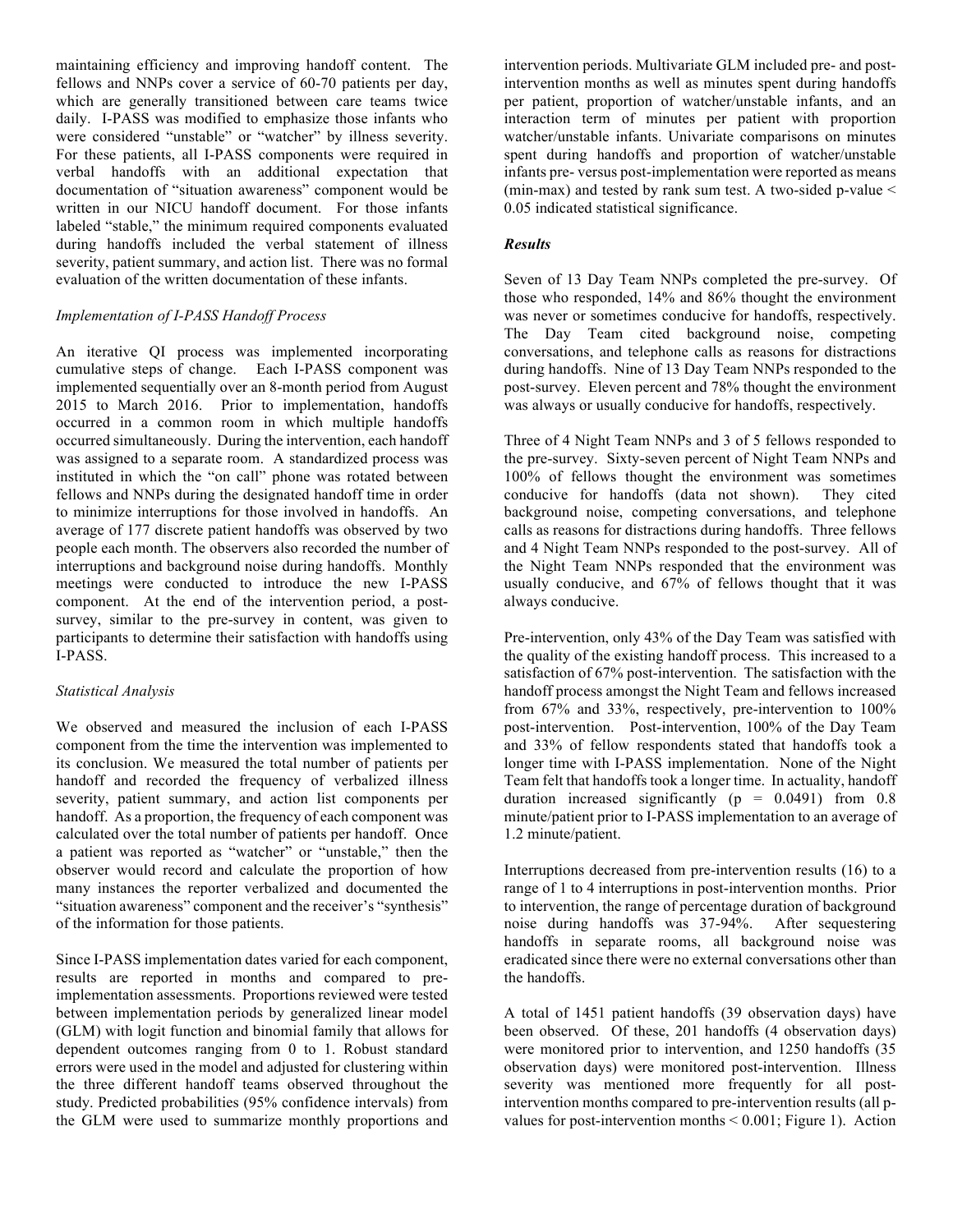maintaining efficiency and improving handoff content. The fellows and NNPs cover a service of 60-70 patients per day, which are generally transitioned between care teams twice daily. I-PASS was modified to emphasize those infants who were considered "unstable" or "watcher" by illness severity. For these patients, all I-PASS components were required in verbal handoffs with an additional expectation that documentation of "situation awareness" component would be written in our NICU handoff document. For those infants labeled "stable," the minimum required components evaluated during handoffs included the verbal statement of illness severity, patient summary, and action list. There was no formal evaluation of the written documentation of these infants.

*Implementation of I-PASS Handoff Process*

An iterative QI process was implemented incorporating cumulative steps of change. Each I-PASS component was implemented sequentially over an 8-month period from August 2015 to March 2016. Prior to implementation, handoffs occurred in a common room in which multiple handoffs occurred simultaneously. During the intervention, each handoff was assigned to a separate room. A standardized process was instituted in which the "on call" phone was rotated between fellows and NNPs during the designated handoff time in order to minimize interruptions for those involved in handoffs. An average of 177 discrete patient handoffs was observed by two people each month. The observers also recorded the number of interruptions and background noise during handoffs. Monthly meetings were conducted to introduce the new I-PASS component. At the end of the intervention period, a post-survey, similar to the pre-survey in content, was given to participants to determine their satisfaction with handoffs using I-PASS.

*Statistical Analysis*

We observed and measured the inclusion of each I-PASS component from the time the intervention was implemented to its conclusion. We measured the total number of patients per handoff and recorded the frequency of verbalized illness severity, patient summary, and action list components per handoff. As a proportion, the frequency of each component was calculated over the total number of patients per handoff. Once a patient was reported as "watcher" or "unstable," then the observer would record and calculate the proportion of how many instances the reporter verbalized and documented the "situation awareness" component and the receiver's "synthesis" of the information for those patients.

Since I-PASS implementation dates varied for each component, results are reported in months and compared to pre-implementation assessments. Proportions reviewed were tested between implementation periods by generalized linear model (GLM) with logit function and binomial family that allows for dependent outcomes ranging from 0 to 1. Robust standard errors were used in the model and adjusted for clustering within the three different handoff teams observed throughout the study. Predicted probabilities (95% confidence intervals) from the GLM were used to summarize monthly proportions and intervention periods. Multivariate GLM included pre- and post-intervention months as well as minutes spent during handoffs per patient, proportion of watcher/unstable infants, and an interaction term of minutes per patient with proportion watcher/unstable infants. Univariate comparisons on minutes spent during handoffs and proportion of watcher/unstable infants pre- versus post-implementation were reported as means (min-max) and tested by rank sum test. A two-sided p-value < 0.05 indicated statistical significance.

***Results***

Seven of 13 Day Team NNPs completed the pre-survey. Of those who responded, 14% and 86% thought the environment was never or sometimes conducive for handoffs, respectively. The Day Team cited background noise, competing conversations, and telephone calls as reasons for distractions during handoffs. Nine of 13 Day Team NNPs responded to the post-survey. Eleven percent and 78% thought the environment was always or usually conducive for handoffs, respectively.

Three of 4 Night Team NNPs and 3 of 5 fellows responded to the pre-survey. Sixty-seven percent of Night Team NNPs and 100% of fellows thought the environment was sometimes conducive for handoffs (data not shown). They cited background noise, competing conversations, and telephone calls as reasons for distractions during handoffs. Three fellows and 4 Night Team NNPs responded to the post-survey. All of the Night Team NNPs responded that the environment was usually conducive, and 67% of fellows thought that it was always conducive.

Pre-intervention, only 43% of the Day Team was satisfied with the quality of the existing handoff process. This increased to a satisfaction of 67% post-intervention. The satisfaction with the handoff process amongst the Night Team and fellows increased from 67% and 33%, respectively, pre-intervention to 100% post-intervention. Post-intervention, 100% of the Day Team and 33% of fellow respondents stated that handoffs took a longer time with I-PASS implementation. None of the Night Team felt that handoffs took a longer time. In actuality, handoff duration increased significantly ($p = 0.0491$) from 0.8 minute/patient prior to I-PASS implementation to an average of 1.2 minute/patient.

Interruptions decreased from pre-intervention results (16) to a range of 1 to 4 interruptions in post-intervention months. Prior to intervention, the range of percentage duration of background noise during handoffs was 37-94%. After sequestering handoffs in separate rooms, all background noise was eradicated since there were no external conversations other than the handoffs.

A total of 1451 patient handoffs (39 observation days) have been observed. Of these, 201 handoffs (4 observation days) were monitored prior to intervention, and 1250 handoffs (35 observation days) were monitored post-intervention. Illness severity was mentioned more frequently for all post-intervention months compared to pre-intervention results (all p-values for post-intervention months < 0.001; Figure 1). Action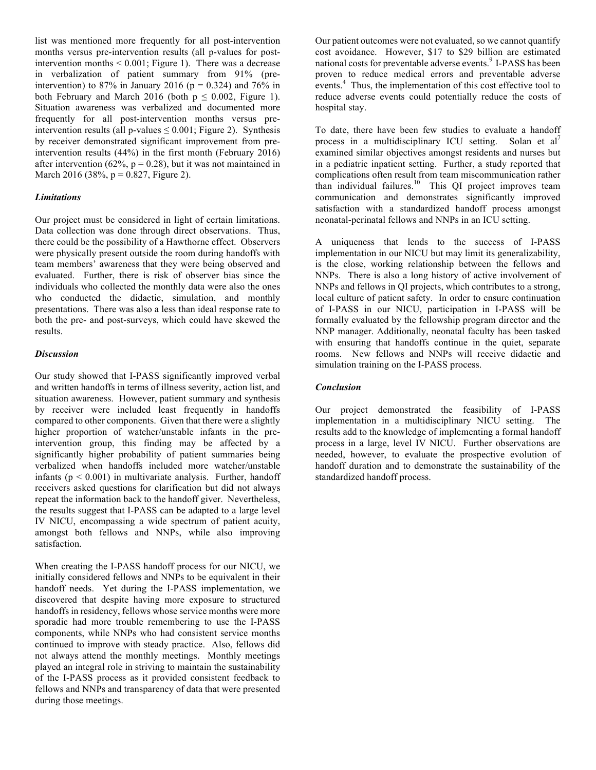list was mentioned more frequently for all post-intervention months versus pre-intervention results (all p-values for post-intervention months $< 0.001$; Figure 1). There was a decrease in verbalization of patient summary from 91% (pre-intervention) to 87% in January 2016 ($p = 0.324$) and 76% in both February and March 2016 (both $p \leq 0.002$, Figure 1). Situation awareness was verbalized and documented more frequently for all post-intervention months versus pre-intervention results (all p-values $\leq 0.001$; Figure 2). Synthesis by receiver demonstrated significant improvement from pre-intervention results (44%) in the first month (February 2016) after intervention (62%, $p = 0.28$), but it was not maintained in March 2016 (38%, $p = 0.827$, Figure 2).

### *Limitations*

Our project must be considered in light of certain limitations. Data collection was done through direct observations. Thus, there could be the possibility of a Hawthorne effect. Observers were physically present outside the room during handoffs with team members' awareness that they were being observed and evaluated. Further, there is risk of observer bias since the individuals who collected the monthly data were also the ones who conducted the didactic, simulation, and monthly presentations. There was also a less than ideal response rate to both the pre- and post-surveys, which could have skewed the results.

### *Discussion*

Our study showed that I-PASS significantly improved verbal and written handoffs in terms of illness severity, action list, and situation awareness. However, patient summary and synthesis by receiver were included least frequently in handoffs compared to other components. Given that there were a slightly higher proportion of watcher/unstable infants in the pre-intervention group, this finding may be affected by a significantly higher probability of patient summaries being verbalized when handoffs included more watcher/unstable infants ($p < 0.001$) in multivariate analysis. Further, handoff receivers asked questions for clarification but did not always repeat the information back to the handoff giver. Nevertheless, the results suggest that I-PASS can be adapted to a large level IV NICU, encompassing a wide spectrum of patient acuity, amongst both fellows and NNPs, while also improving satisfaction.

When creating the I-PASS handoff process for our NICU, we initially considered fellows and NNPs to be equivalent in their handoff needs. Yet during the I-PASS implementation, we discovered that despite having more exposure to structured handoffs in residency, fellows whose service months were more sporadic had more trouble remembering to use the I-PASS components, while NNPs who had consistent service months continued to improve with steady practice. Also, fellows did not always attend the monthly meetings. Monthly meetings played an integral role in striving to maintain the sustainability of the I-PASS process as it provided consistent feedback to fellows and NNPs and transparency of data that were presented during those meetings.

Our patient outcomes were not evaluated, so we cannot quantify cost avoidance. However, \$17 to \$29 billion are estimated national costs for preventable adverse events.[9] I-PASS has been proven to reduce medical errors and preventable adverse events.[4] Thus, the implementation of this cost effective tool to reduce adverse events could potentially reduce the costs of hospital stay.

To date, there have been few studies to evaluate a handoff process in a multidisciplinary ICU setting. Solan et al[7] examined similar objectives amongst residents and nurses but in a pediatric inpatient setting. Further, a study reported that complications often result from team miscommunication rather than individual failures.[10] This QI project improves team communication and demonstrates significantly improved satisfaction with a standardized handoff process amongst neonatal-perinatal fellows and NNPs in an ICU setting.

A uniqueness that lends to the success of I-PASS implementation in our NICU but may limit its generalizability, is the close, working relationship between the fellows and NNPs. There is also a long history of active involvement of NNPs and fellows in QI projects, which contributes to a strong, local culture of patient safety. In order to ensure continuation of I-PASS in our NICU, participation in I-PASS will be formally evaluated by the fellowship program director and the NNP manager. Additionally, neonatal faculty has been tasked with ensuring that handoffs continue in the quiet, separate rooms. New fellows and NNPs will receive didactic and simulation training on the I-PASS process.

### *Conclusion*

Our project demonstrated the feasibility of I-PASS implementation in a multidisciplinary NICU setting. The results add to the knowledge of implementing a formal handoff process in a large, level IV NICU. Further observations are needed, however, to evaluate the prospective evolution of handoff duration and to demonstrate the sustainability of the standardized handoff process.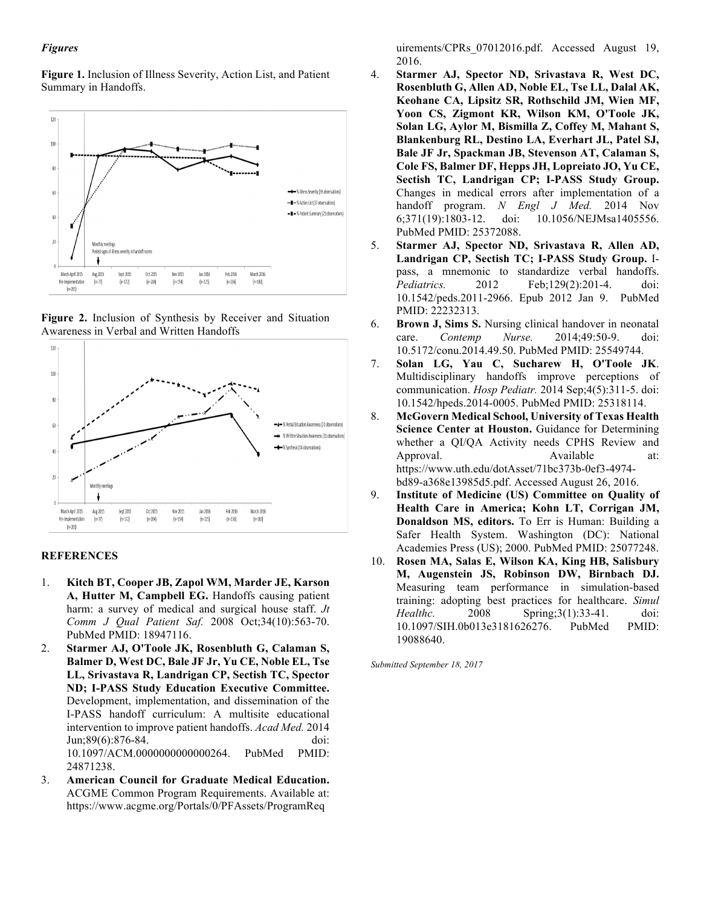*Figures*

**Figure 1.** Inclusion of Illness Severity, Action List, and Patient Summary in Handoffs.

120
100
80
60
40
20
0

March-April 2015 Pre-Implementation (n=201)
Aug 2015 (n=77)
Sept 2015 (n=172)
Oct 2015 (n=204)
Nov 2015 (n=154)
Jan 2016 (n=125)
Feb 2016 (n=236)
March 2016 (n=188)

Monthly meetings
Posted signs of illness severity in handoff rooms

% Illness Severity (39 observations)
% Action List (37 observations)
% Patient Summary (25 observations)

**Figure 2.** Inclusion of Synthesis by Receiver and Situation Awareness in Verbal and Written Handoffs

120
100
80
60
40
20
0

March-April 2015 Pre-Implementation (n=201)
Aug 2015 (n=77)
Sept 2015 (n=172)
Oct 2015 (n=204)
Nov 2015 (n=154)
Jan 2016 (n=125)
Feb 2016 (n=236)
March 2016 (n=188)

Monthly meetings

% Verbal Situation Awareness (31 observations)
% Written Situation Awareness (31 observations)
% Synthesis (14 observations)

## REFERENCES

1. **Kitch BT, Cooper JB, Zapol WM, Marder JE, Karson A, Hutter M, Campbell EG.** Handoffs causing patient harm: a survey of medical and surgical house staff. *Jt Comm J Qual Patient Saf.* 2008 Oct;34(10):563-70. PubMed PMID: 18947116.
2. **Starmer AJ, O'Toole JK, Rosenbluth G, Calaman S, Balmer D, West DC, Bale JF Jr, Yu CE, Noble EL, Tse LL, Srivastava R, Landrigan CP, Sectish TC, Spector ND; I-PASS Study Education Executive Committee.** Development, implementation, and dissemination of the I-PASS handoff curriculum: A multisite educational intervention to improve patient handoffs. *Acad Med.* 2014 Jun;89(6):876-84. doi: 10.1097/ACM.0000000000000264. PubMed PMID: 24871238.
3. **American Council for Graduate Medical Education.** ACGME Common Program Requirements. Available at: https://www.acgme.org/Portals/0/PFAssets/ProgramRequirements/CPRs_07012016.pdf. Accessed August 19, 2016.
4. **Starmer AJ, Spector ND, Srivastava R, West DC, Rosenbluth G, Allen AD, Noble EL, Tse LL, Dalal AK, Keohane CA, Lipsitz SR, Rothschild JM, Wien MF, Yoon CS, Zigmont KR, Wilson KM, O'Toole JK, Solan LG, Aylor M, Bismilla Z, Coffey M, Mahant S, Blankenburg RL, Destino LA, Everhart JL, Patel SJ, Bale JF Jr, Spackman JB, Stevenson AT, Calaman S, Cole FS, Balmer DF, Hepps JH, Lopreiato JO, Yu CE, Sectish TC, Landrigan CP; I-PASS Study Group.** Changes in medical errors after implementation of a handoff program. *N Engl J Med.* 2014 Nov 6;371(19):1803-12. doi: 10.1056/NEJMsa1405556. PubMed PMID: 25372088.
5. **Starmer AJ, Spector ND, Srivastava R, Allen AD, Landrigan CP, Sectish TC; I-PASS Study Group.** I-pass, a mnemonic to standardize verbal handoffs. *Pediatrics.* 2012 Feb;129(2):201-4. doi: 10.1542/peds.2011-2966. Epub 2012 Jan 9. PubMed PMID: 22232313.
6. **Brown J, Sims S.** Nursing clinical handover in neonatal care. *Contemp Nurse.* 2014;49:50-9. doi: 10.5172/conu.2014.49.50. PubMed PMID: 25549744.
7. **Solan LG, Yau C, Sucharew H, O'Toole JK**. Multidisciplinary handoffs improve perceptions of communication. *Hosp Pediatr.* 2014 Sep;4(5):311-5. doi: 10.1542/hpeds.2014-0005. PubMed PMID: 25318114.
8. **McGovern Medical School, University of Texas Health Science Center at Houston.** Guidance for Determining whether a QI/QA Activity needs CPHS Review and Approval. Available at: https://www.uth.edu/dotAsset/71bc373b-0ef3-4974-bd89-a368e13985d5.pdf. Accessed August 26, 2016.
9. **Institute of Medicine (US) Committee on Quality of Health Care in America; Kohn LT, Corrigan JM, Donaldson MS, editors.** To Err is Human: Building a Safer Health System. Washington (DC): National Academies Press (US); 2000. PubMed PMID: 25077248.
10. **Rosen MA, Salas E, Wilson KA, King HB, Salisbury M, Augenstein JS, Robinson DW, Birnbach DJ.** Measuring team performance in simulation-based training: adopting best practices for healthcare. *Simul Healthc.* 2008 Spring;3(1):33-41. doi: 10.1097/SIH.0b013e3181626276. PubMed PMID: 19088640.

*Submitted September 18, 2017*